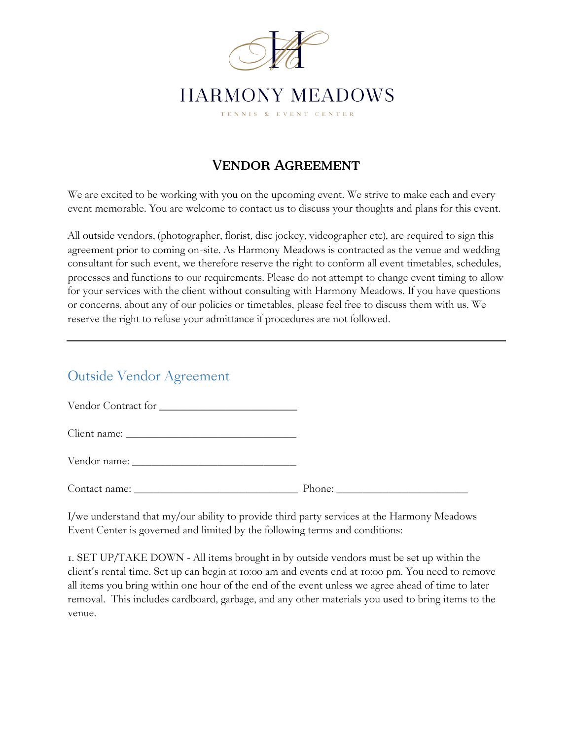# HARMONY MEADOWS

TENNIS & EVENT CENTER

## VENDOR AGREEMENT

We are excited to be working with you on the upcoming event. We strive to make each and every event memorable. You are welcome to contact us to discuss your thoughts and plans for this event.

All outside vendors, (photographer, florist, disc jockey, videographer etc), are required to sign this agreement prior to coming on-site. As Harmony Meadows is contracted as the venue and wedding consultant for such event, we therefore reserve the right to conform all event timetables, schedules, processes and functions to our requirements. Please do not attempt to change event timing to allow for your services with the client without consulting with Harmony Meadows. If you have questions or concerns, about any of our policies or timetables, please feel free to discuss them with us. We reserve the right to refuse your admittance if procedures are not followed.

---

### Outside Vendor Agreement

Vendor Contract for ____________________________

Client name: ________________________________

Vendor name: _______________________________

Contact name: ______________________________ Phone: ________________________

I/we understand that my/our ability to provide third party services at the Harmony Meadows Event Center is governed and limited by the following terms and conditions:

1. SET UP/TAKE DOWN - All items brought in by outside vendors must be set up within the client's rental time. Set up can begin at 10:00 am and events end at 10:00 pm. You need to remove all items you bring within one hour of the end of the event unless we agree ahead of time to later removal. This includes cardboard, garbage, and any other materials you used to bring items to the venue.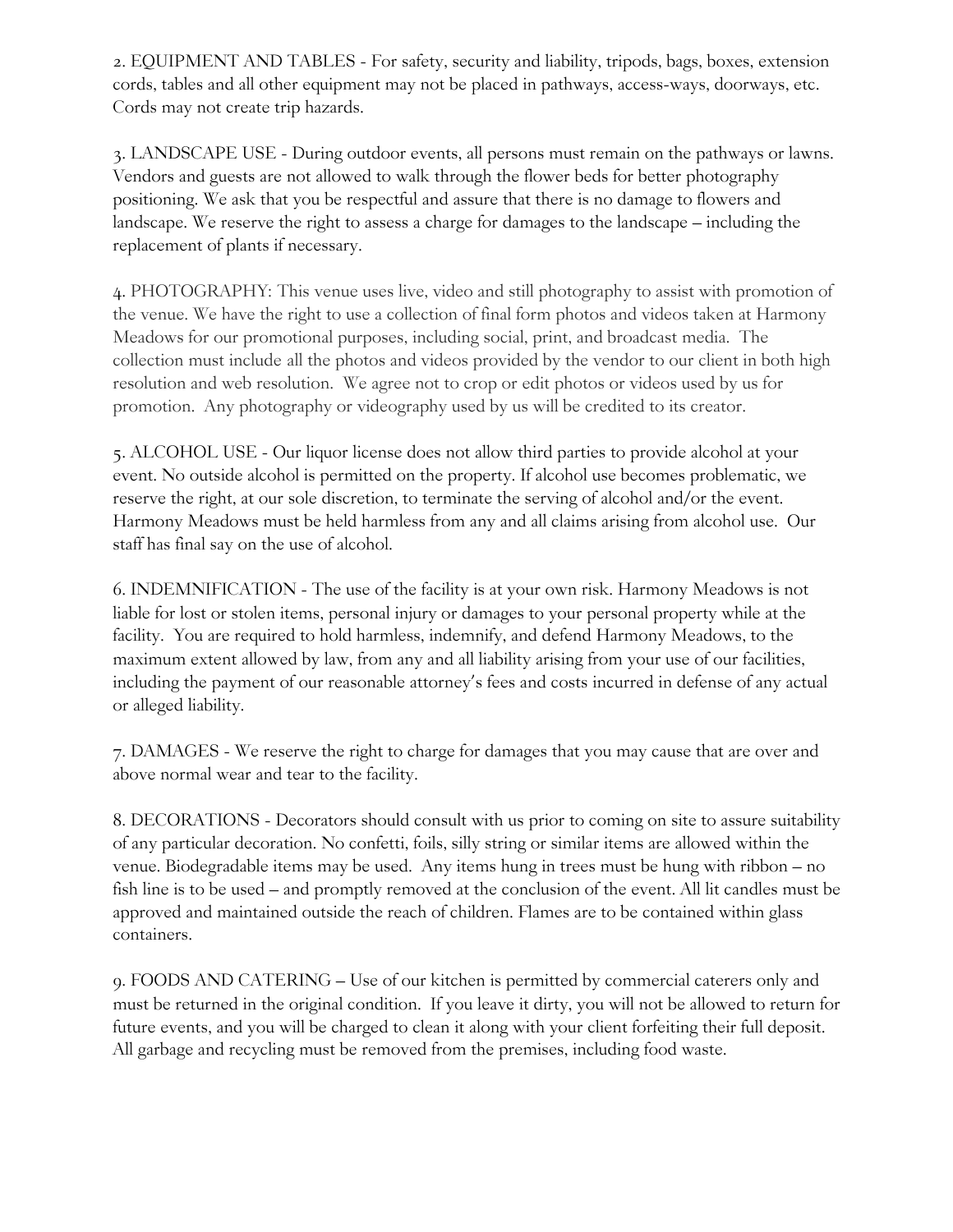2. EQUIPMENT AND TABLES - For safety, security and liability, tripods, bags, boxes, extension cords, tables and all other equipment may not be placed in pathways, access-ways, doorways, etc. Cords may not create trip hazards.

3. LANDSCAPE USE - During outdoor events, all persons must remain on the pathways or lawns. Vendors and guests are not allowed to walk through the flower beds for better photography positioning. We ask that you be respectful and assure that there is no damage to flowers and landscape. We reserve the right to assess a charge for damages to the landscape – including the replacement of plants if necessary.

4. PHOTOGRAPHY: This venue uses live, video and still photography to assist with promotion of the venue. We have the right to use a collection of final form photos and videos taken at Harmony Meadows for our promotional purposes, including social, print, and broadcast media. The collection must include all the photos and videos provided by the vendor to our client in both high resolution and web resolution. We agree not to crop or edit photos or videos used by us for promotion. Any photography or videography used by us will be credited to its creator.

5. ALCOHOL USE - Our liquor license does not allow third parties to provide alcohol at your event. No outside alcohol is permitted on the property. If alcohol use becomes problematic, we reserve the right, at our sole discretion, to terminate the serving of alcohol and/or the event. Harmony Meadows must be held harmless from any and all claims arising from alcohol use. Our staff has final say on the use of alcohol.

6. INDEMNIFICATION - The use of the facility is at your own risk. Harmony Meadows is not liable for lost or stolen items, personal injury or damages to your personal property while at the facility. You are required to hold harmless, indemnify, and defend Harmony Meadows, to the maximum extent allowed by law, from any and all liability arising from your use of our facilities, including the payment of our reasonable attorney's fees and costs incurred in defense of any actual or alleged liability.

7. DAMAGES - We reserve the right to charge for damages that you may cause that are over and above normal wear and tear to the facility.

8. DECORATIONS - Decorators should consult with us prior to coming on site to assure suitability of any particular decoration. No confetti, foils, silly string or similar items are allowed within the venue. Biodegradable items may be used. Any items hung in trees must be hung with ribbon – no fish line is to be used – and promptly removed at the conclusion of the event. All lit candles must be approved and maintained outside the reach of children. Flames are to be contained within glass containers.

9. FOODS AND CATERING – Use of our kitchen is permitted by commercial caterers only and must be returned in the original condition. If you leave it dirty, you will not be allowed to return for future events, and you will be charged to clean it along with your client forfeiting their full deposit. All garbage and recycling must be removed from the premises, including food waste.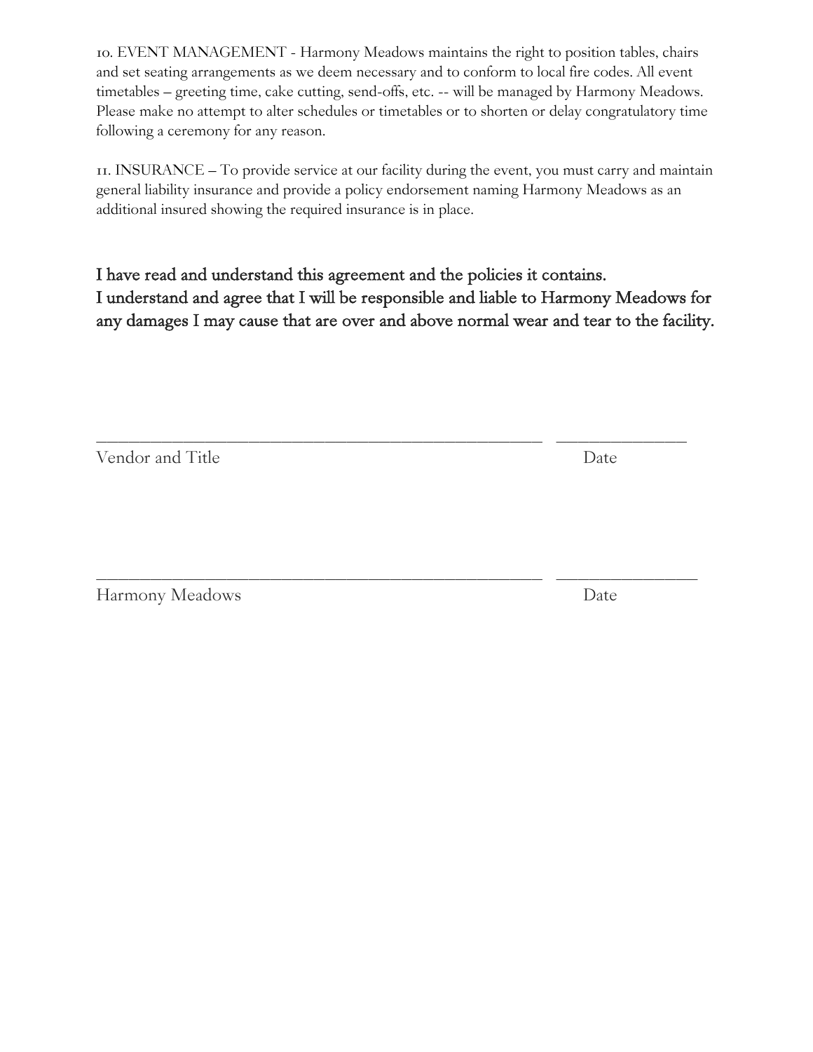10. EVENT MANAGEMENT - Harmony Meadows maintains the right to position tables, chairs and set seating arrangements as we deem necessary and to conform to local fire codes. All event timetables – greeting time, cake cutting, send-offs, etc. -- will be managed by Harmony Meadows. Please make no attempt to alter schedules or timetables or to shorten or delay congratulatory time following a ceremony for any reason.

11. INSURANCE – To provide service at our facility during the event, you must carry and maintain general liability insurance and provide a policy endorsement naming Harmony Meadows as an additional insured showing the required insurance is in place.

I have read and understand this agreement and the policies it contains.
I understand and agree that I will be responsible and liable to Harmony Meadows for any damages I may cause that are over and above normal wear and tear to the facility.

\_\_\_\_\_\_\_\_\_\_\_\_\_\_\_\_\_\_\_\_\_\_\_\_\_\_\_\_\_\_\_\_\_\_\_\_\_\_\_\_\_\_\_\_\_\_\_\_\_\_ \_\_\_\_\_\_\_\_\_\_\_\_\_\_\_\_

Vendor and Title Date

\_\_\_\_\_\_\_\_\_\_\_\_\_\_\_\_\_\_\_\_\_\_\_\_\_\_\_\_\_\_\_\_\_\_\_\_\_\_\_\_\_\_\_\_\_\_\_\_\_\_ \_\_\_\_\_\_\_\_\_\_\_\_\_\_\_\_

Harmony Meadows Date